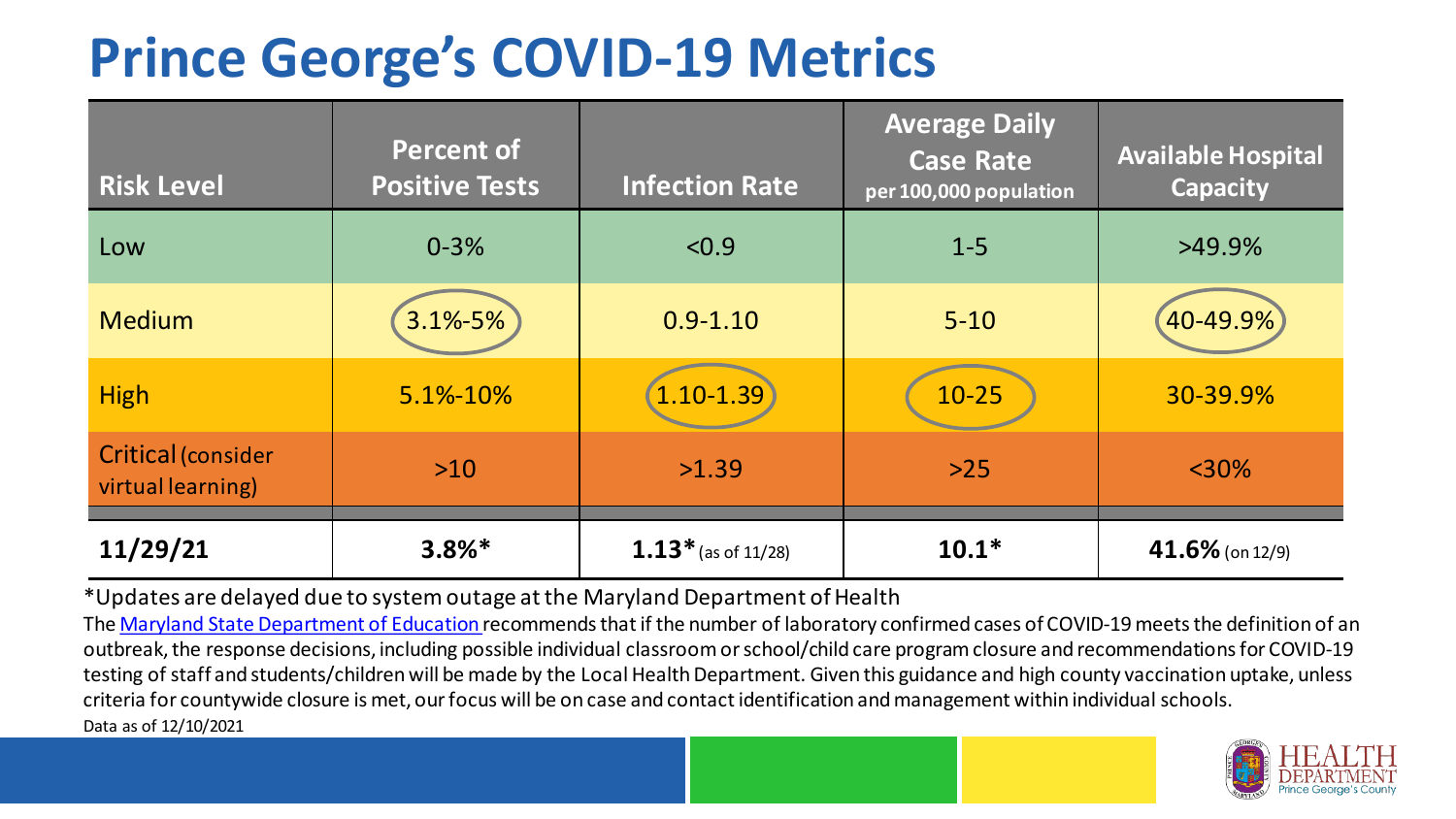# Prince George's COVID-19 Metrics

| Risk Level | Percent of Positive Tests | Infection Rate | Average Daily Case Rate per 100,000 population | Available Hospital Capacity |
|---|---|---|---|---|
| Low | 0-3% | <0.9 | 1-5 | >49.9% |
| Medium | 3.1%-5% | 0.9-1.10 | 5-10 | 40-49.9% |
| High | 5.1%-10% | 1.10-1.39 | 10-25 | 30-39.9% |
| Critical (consider virtual learning) | >10 | >1.39 | >25 | <30% |
| **11/29/21** | **3.8%*** | **1.13*** (as of 11/28) | **10.1*** | **41.6%** (on 12/9) |

*Updates are delayed due to system outage at the Maryland Department of Health

The Maryland State Department of Education recommends that if the number of laboratory confirmed cases of COVID-19 meets the definition of an outbreak, the response decisions, including possible individual classroom or school/child care program closure and recommendations for COVID-19 testing of staff and students/children will be made by the Local Health Department. Given this guidance and high county vaccination uptake, unless criteria for countywide closure is met, our focus will be on case and contact identification and management within individual schools.

Data as of 12/10/2021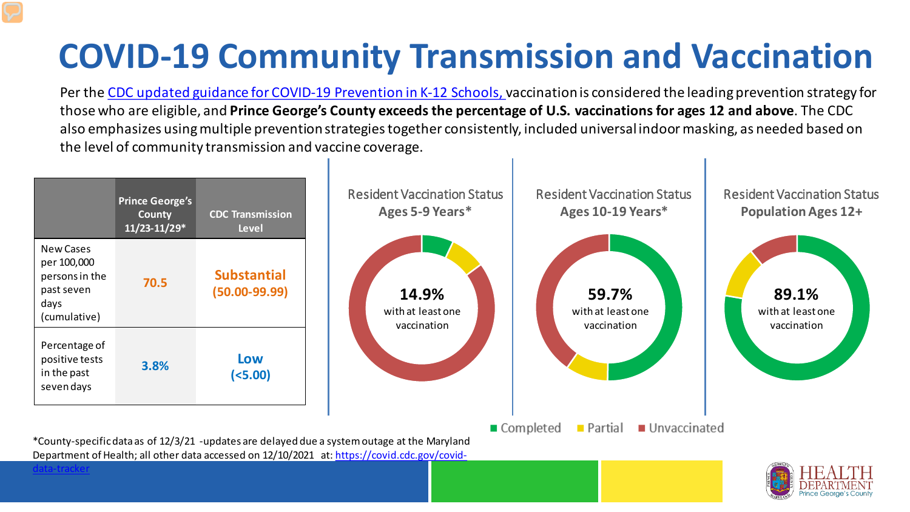# COVID-19 Community Transmission and Vaccination

Per the [CDC updated guidance for COVID-19 Prevention in K-12 Schools,](https://www.cdc.gov) vaccination is considered the leading prevention strategy for those who are eligible, and **Prince George's County exceeds the percentage of U.S. vaccinations for ages 12 and above**. The CDC also emphasizes using multiple prevention strategies together consistently, included universal indoor masking, as needed based on the level of community transmission and vaccine coverage.

| | Prince George's County 11/23-11/29* | CDC Transmission Level |
|---|---|---|
| New Cases per 100,000 persons in the past seven days (cumulative) | 70.5 | Substantial (50.00-99.99) |
| Percentage of positive tests in the past seven days | 3.8% | Low (<5.00) |

**Resident Vaccination Status Ages 5-9 Years***

14.9% with at least one vaccination

**Resident Vaccination Status Ages 10-19 Years***

59.7% with at least one vaccination

**Resident Vaccination Status Population Ages 12+**

89.1% with at least one vaccination

Completed | Partial | Unvaccinated

*County-specific data as of 12/3/21 -updates are delayed due a system outage at the Maryland Department of Health; all other data accessed on 12/10/2021 at: https://covid.cdc.gov/covid-data-tracker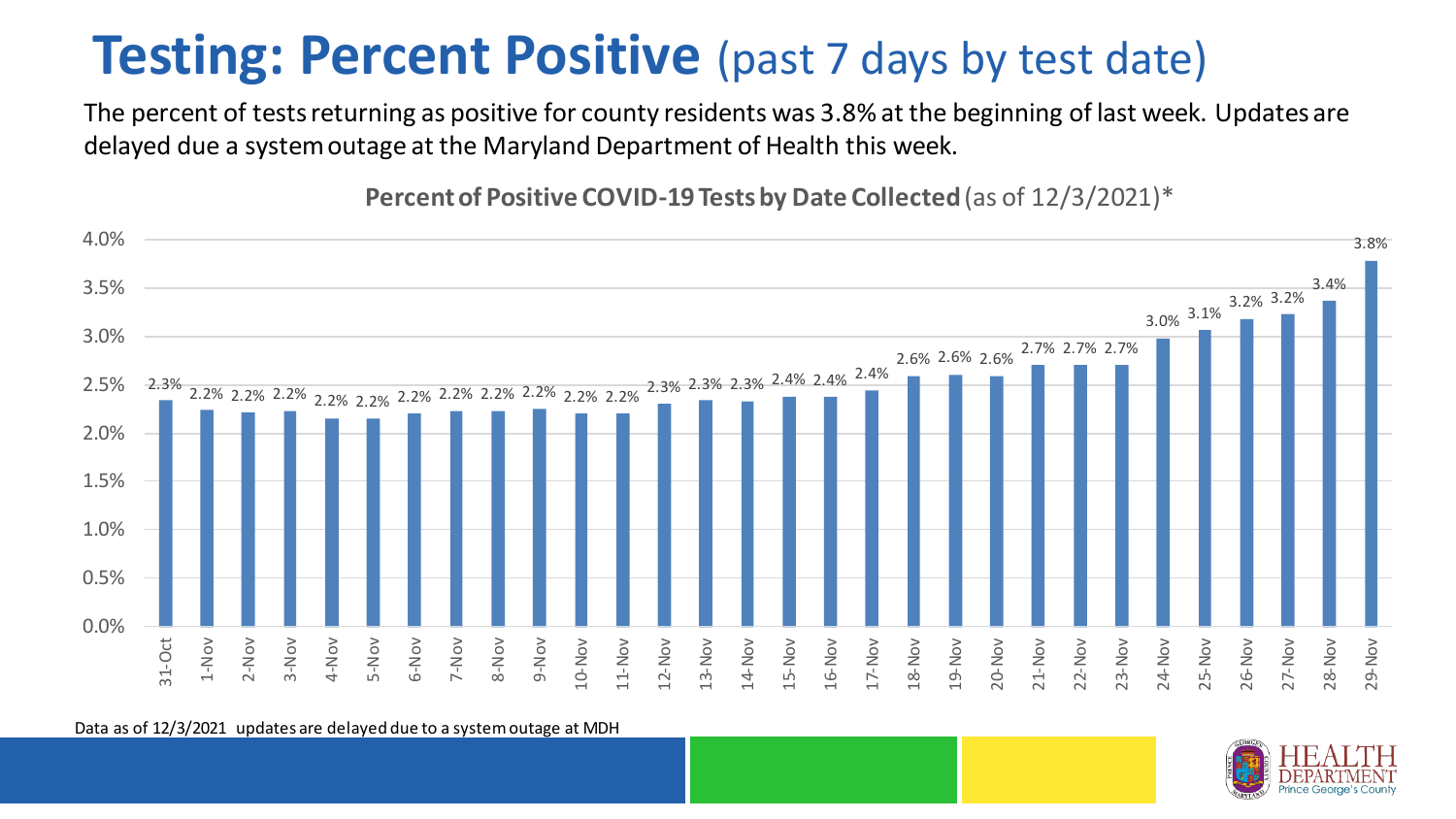# Testing: Percent Positive (past 7 days by test date)

The percent of tests returning as positive for county residents was 3.8% at the beginning of last week. Updates are delayed due a system outage at the Maryland Department of Health this week.

**Percent of Positive COVID-19 Tests by Date Collected** (as of 12/3/2021)*

| Date | Percent Positive |
| --- | --- |
| 31-Oct | 2.3% |
| 1-Nov | 2.2% |
| 2-Nov | 2.2% |
| 3-Nov | 2.2% |
| 4-Nov | 2.2% |
| 5-Nov | 2.2% |
| 6-Nov | 2.2% |
| 7-Nov | 2.2% |
| 8-Nov | 2.2% |
| 9-Nov | 2.2% |
| 10-Nov | 2.2% |
| 11-Nov | 2.2% |
| 12-Nov | 2.3% |
| 13-Nov | 2.3% |
| 14-Nov | 2.3% |
| 15-Nov | 2.4% |
| 16-Nov | 2.4% |
| 17-Nov | 2.4% |
| 18-Nov | 2.6% |
| 19-Nov | 2.6% |
| 20-Nov | 2.6% |
| 21-Nov | 2.7% |
| 22-Nov | 2.7% |
| 23-Nov | 2.7% |
| 24-Nov | 3.0% |
| 25-Nov | 3.1% |
| 26-Nov | 3.2% |
| 27-Nov | 3.2% |
| 28-Nov | 3.4% |
| 29-Nov | 3.8% |

Data as of 12/3/2021 updates are delayed due to a system outage at MDH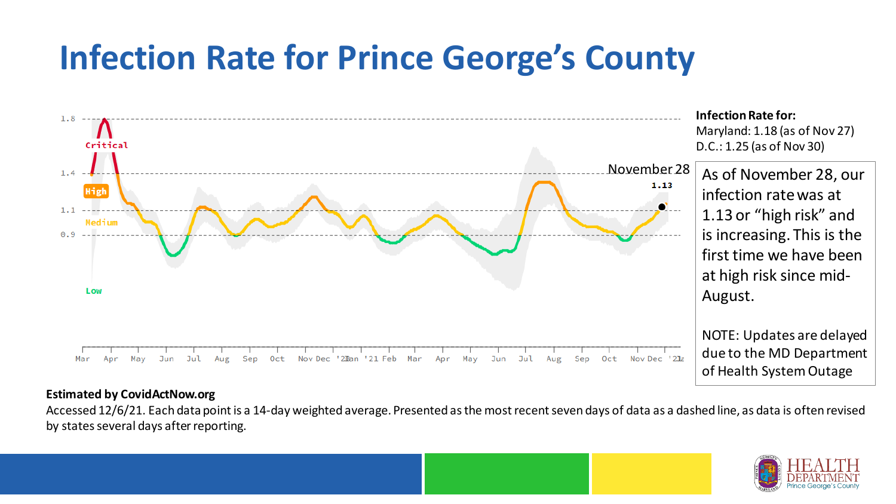# Infection Rate for Prince George's County

**Infection Rate for:**
Maryland: 1.18 (as of Nov 27)
D.C.: 1.25 (as of Nov 30)

As of November 28, our infection rate was at 1.13 or "high risk" and is increasing. This is the first time we have been at high risk since mid-August.

NOTE: Updates are delayed due to the MD Department of Health System Outage

**Estimated by CovidActNow.org**

Accessed 12/6/21. Each data point is a 14-day weighted average. Presented as the most recent seven days of data as a dashed line, as data is often revised by states several days after reporting.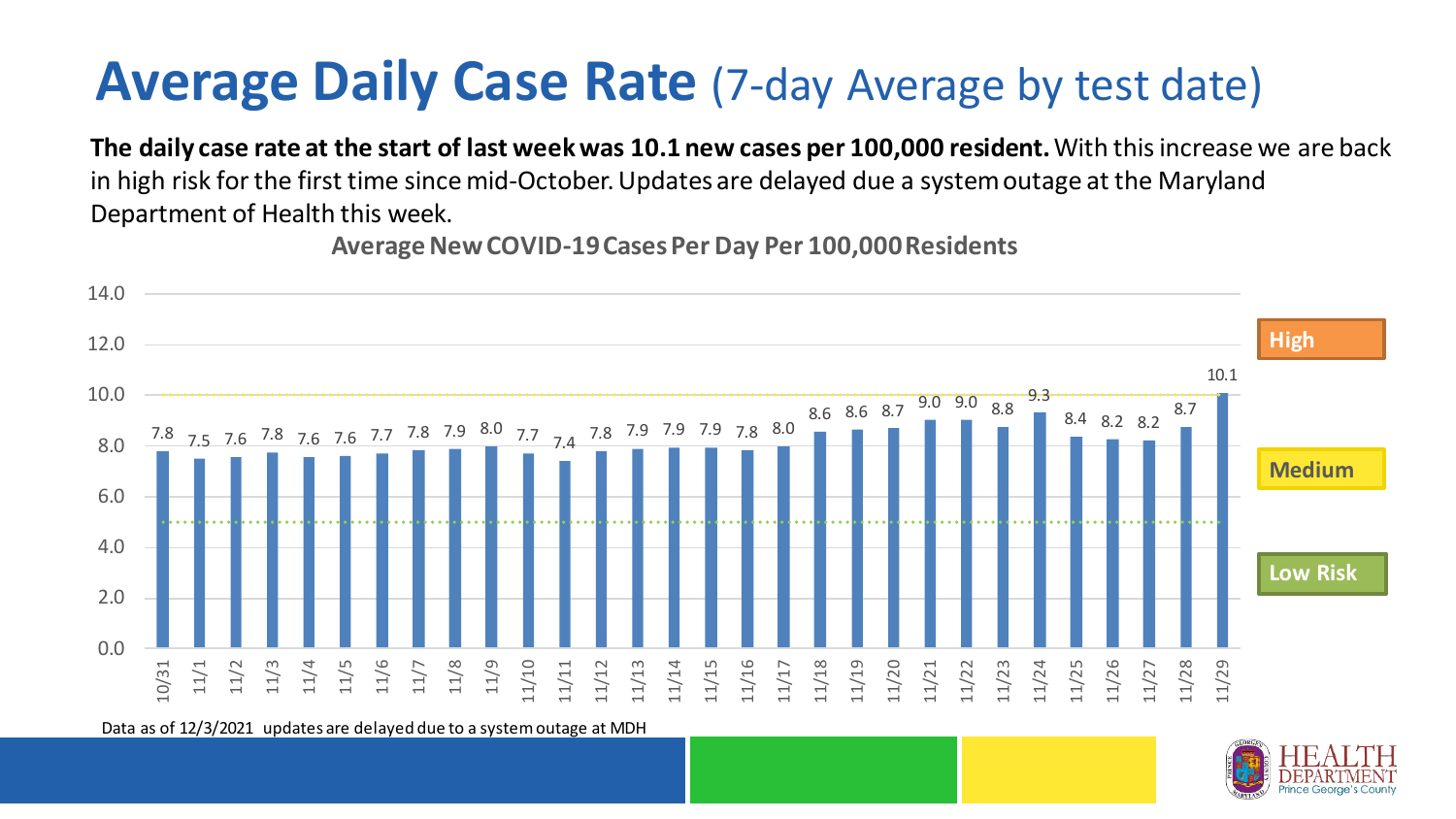# Average Daily Case Rate (7-day Average by test date)

**The daily case rate at the start of last week was 10.1 new cases per 100,000 resident.** With this increase we are back in high risk for the first time since mid-October. Updates are delayed due a system outage at the Maryland Department of Health this week.

**Average New COVID-19 Cases Per Day Per 100,000 Residents**

| Date | Cases per day per 100,000 |
|---|---|
| 10/31 | 7.8 |
| 11/1 | 7.5 |
| 11/2 | 7.6 |
| 11/3 | 7.8 |
| 11/4 | 7.6 |
| 11/5 | 7.6 |
| 11/6 | 7.7 |
| 11/7 | 7.8 |
| 11/8 | 7.9 |
| 11/9 | 8.0 |
| 11/10 | 7.7 |
| 11/11 | 7.4 |
| 11/12 | 7.8 |
| 11/13 | 7.9 |
| 11/14 | 7.9 |
| 11/15 | 7.9 |
| 11/16 | 7.8 |
| 11/17 | 8.0 |
| 11/18 | 8.6 |
| 11/19 | 8.6 |
| 11/20 | 8.7 |
| 11/21 | 9.0 |
| 11/22 | 9.0 |
| 11/23 | 8.8 |
| 11/24 | 9.3 |
| 11/25 | 8.4 |
| 11/26 | 8.2 |
| 11/27 | 8.2 |
| 11/28 | 8.7 |
| 11/29 | 10.1 |

Risk levels: High, Medium, Low Risk

Data as of 12/3/2021 updates are delayed due to a system outage at MDH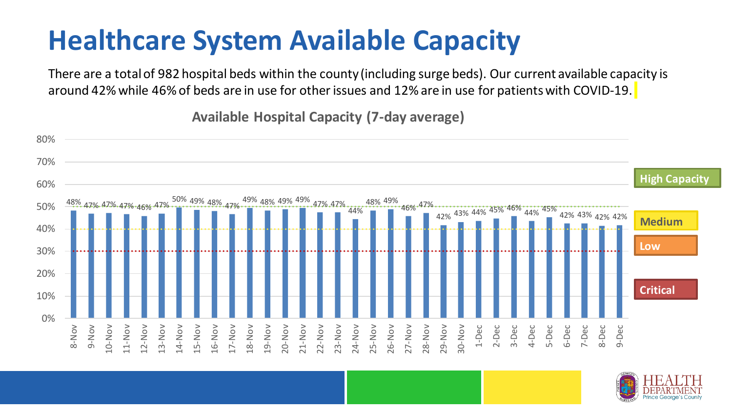# Healthcare System Available Capacity

There are a total of 982 hospital beds within the county (including surge beds). Our current available capacity is around 42% while 46% of beds are in use for other issues and 12% are in use for patients with COVID-19.

Available Hospital Capacity (7-day average)

80%
70%
60%
50%
40%
30%
20%
10%
0%

48% 47% 47% 47% 46% 47% 50% 49% 48% 47% 49% 48% 49% 49% 47% 47% 44% 48% 49% 46% 47% 42% 43% 44% 45% 46% 44% 45% 42% 43% 42% 42%

8-Nov 9-Nov 10-Nov 11-Nov 12-Nov 13-Nov 14-Nov 15-Nov 16-Nov 17-Nov 18-Nov 19-Nov 20-Nov 21-Nov 22-Nov 23-Nov 24-Nov 25-Nov 26-Nov 27-Nov 28-Nov 29-Nov 30-Nov 1-Dec 2-Dec 3-Dec 4-Dec 5-Dec 6-Dec 7-Dec 8-Dec 9-Dec

High Capacity

Medium

Low

Critical

HEALTH DEPARTMENT
Prince George's County